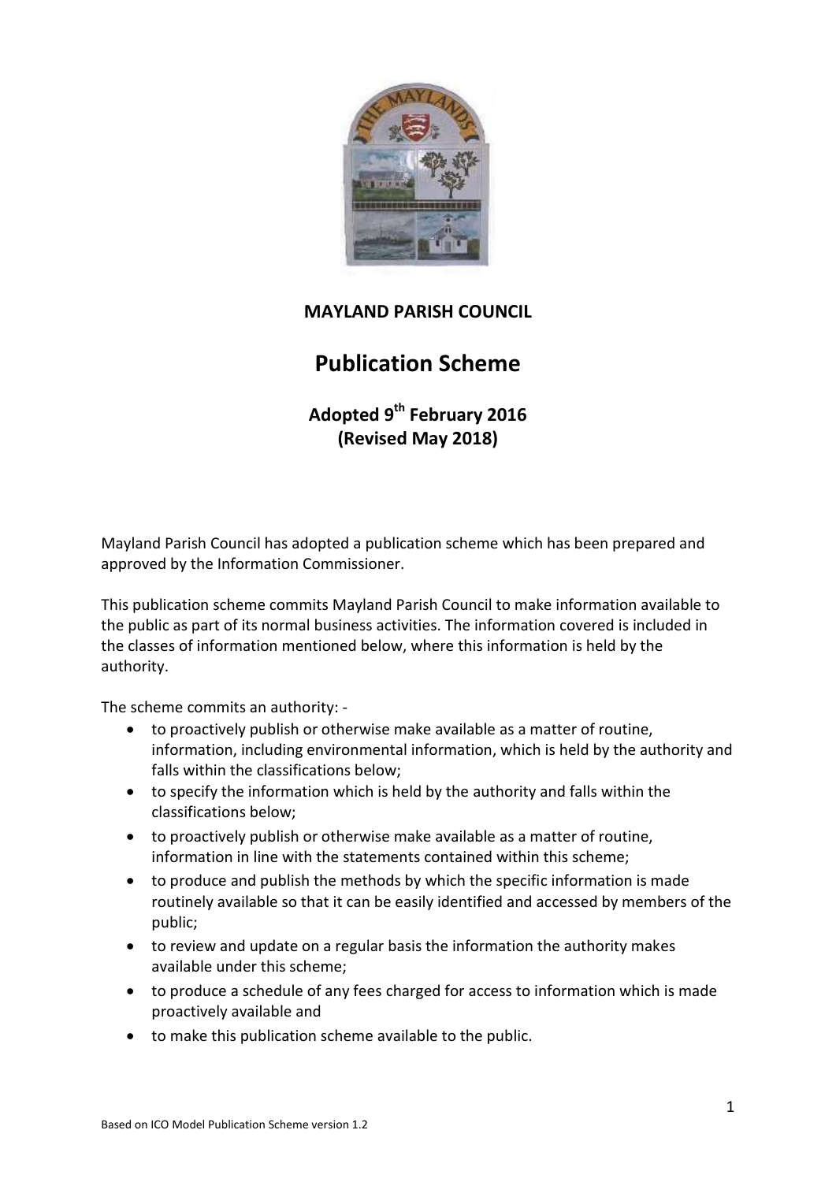# MAYLAND PARISH COUNCIL

# Publication Scheme

## Adopted 9th February 2016 (Revised May 2018)

Mayland Parish Council has adopted a publication scheme which has been prepared and approved by the Information Commissioner.

This publication scheme commits Mayland Parish Council to make information available to the public as part of its normal business activities. The information covered is included in the classes of information mentioned below, where this information is held by the authority.

The scheme commits an authority: -

- to proactively publish or otherwise make available as a matter of routine, information, including environmental information, which is held by the authority and falls within the classifications below;
- to specify the information which is held by the authority and falls within the classifications below;
- to proactively publish or otherwise make available as a matter of routine, information in line with the statements contained within this scheme;
- to produce and publish the methods by which the specific information is made routinely available so that it can be easily identified and accessed by members of the public;
- to review and update on a regular basis the information the authority makes available under this scheme;
- to produce a schedule of any fees charged for access to information which is made proactively available and
- to make this publication scheme available to the public.

Based on ICO Model Publication Scheme version 1.2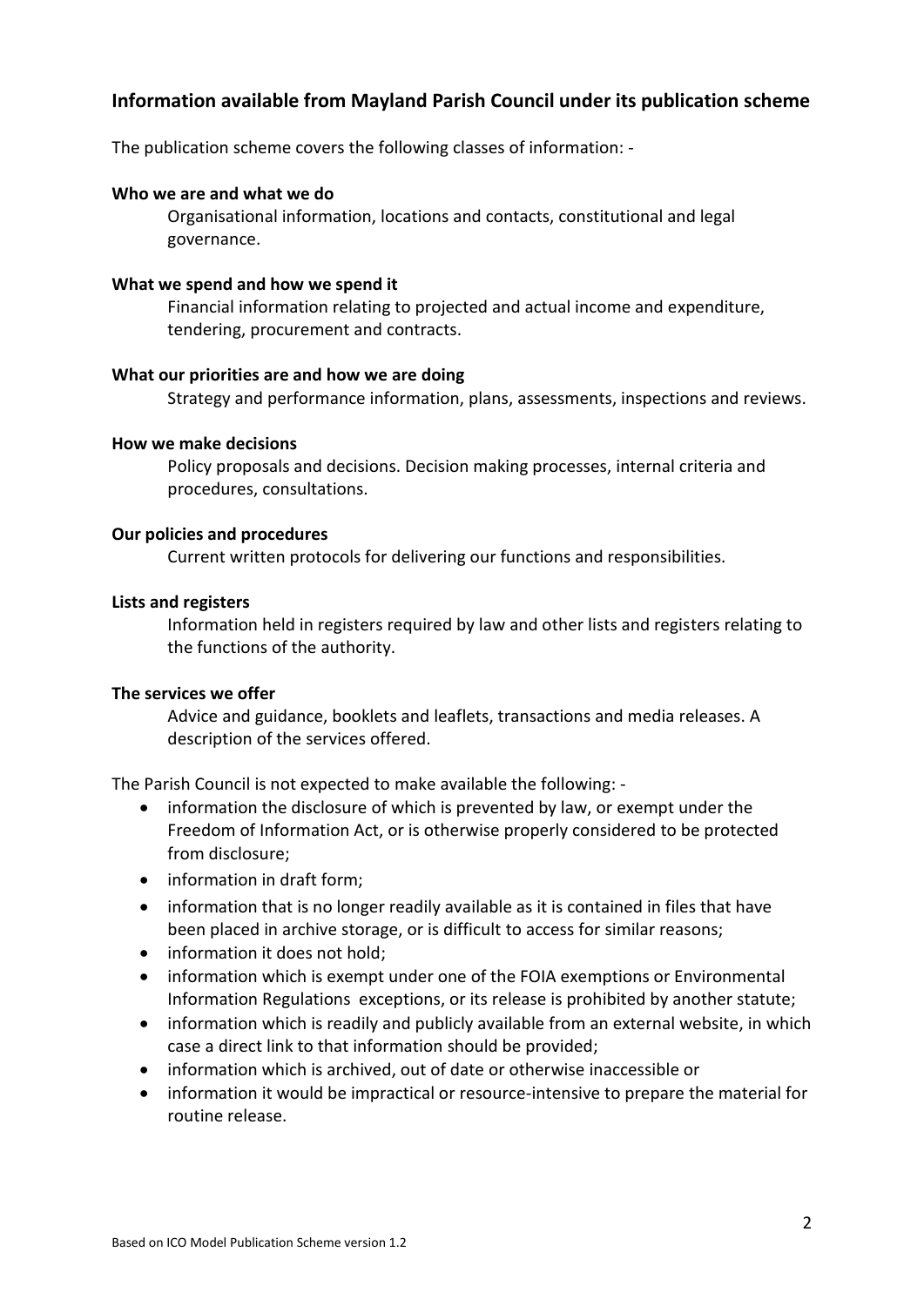## Information available from Mayland Parish Council under its publication scheme

The publication scheme covers the following classes of information: -

**Who we are and what we do**

Organisational information, locations and contacts, constitutional and legal governance.

**What we spend and how we spend it**

Financial information relating to projected and actual income and expenditure, tendering, procurement and contracts.

**What our priorities are and how we are doing**

Strategy and performance information, plans, assessments, inspections and reviews.

**How we make decisions**

Policy proposals and decisions. Decision making processes, internal criteria and procedures, consultations.

**Our policies and procedures**

Current written protocols for delivering our functions and responsibilities.

**Lists and registers**

Information held in registers required by law and other lists and registers relating to the functions of the authority.

**The services we offer**

Advice and guidance, booklets and leaflets, transactions and media releases. A description of the services offered.

The Parish Council is not expected to make available the following: -

- information the disclosure of which is prevented by law, or exempt under the Freedom of Information Act, or is otherwise properly considered to be protected from disclosure;
- information in draft form;
- information that is no longer readily available as it is contained in files that have been placed in archive storage, or is difficult to access for similar reasons;
- information it does not hold;
- information which is exempt under one of the FOIA exemptions or Environmental Information Regulations exceptions, or its release is prohibited by another statute;
- information which is readily and publicly available from an external website, in which case a direct link to that information should be provided;
- information which is archived, out of date or otherwise inaccessible or
- information it would be impractical or resource-intensive to prepare the material for routine release.

Based on ICO Model Publication Scheme version 1.2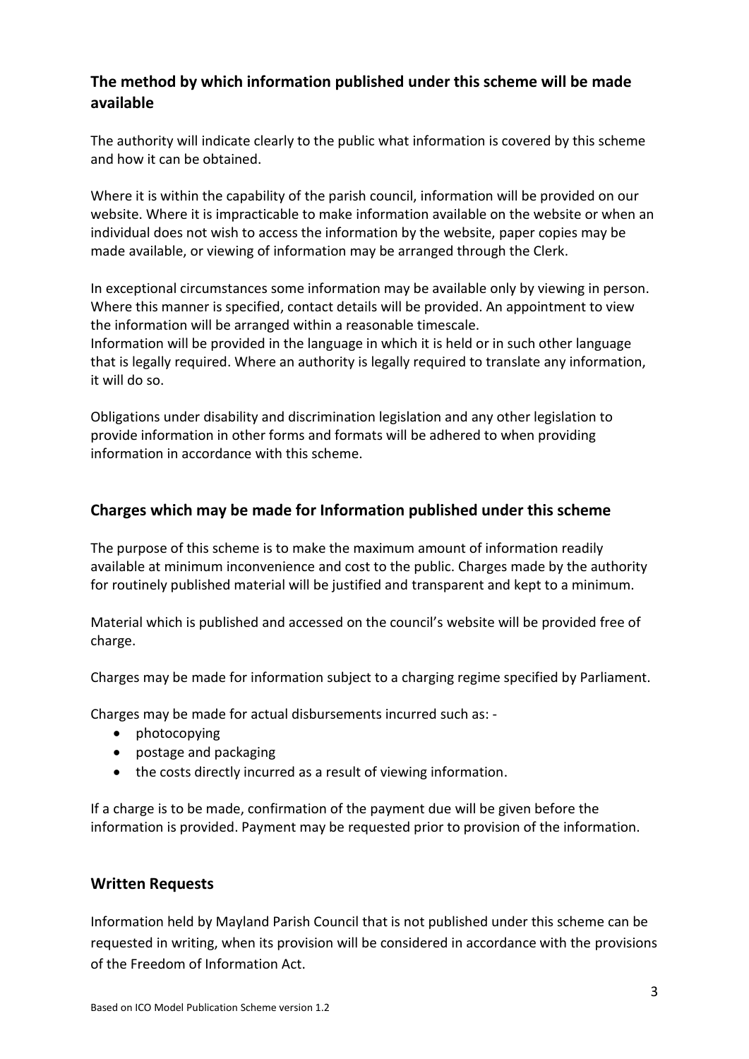## The method by which information published under this scheme will be made available

The authority will indicate clearly to the public what information is covered by this scheme and how it can be obtained.

Where it is within the capability of the parish council, information will be provided on our website. Where it is impracticable to make information available on the website or when an individual does not wish to access the information by the website, paper copies may be made available, or viewing of information may be arranged through the Clerk.

In exceptional circumstances some information may be available only by viewing in person. Where this manner is specified, contact details will be provided. An appointment to view the information will be arranged within a reasonable timescale.
Information will be provided in the language in which it is held or in such other language that is legally required. Where an authority is legally required to translate any information, it will do so.

Obligations under disability and discrimination legislation and any other legislation to provide information in other forms and formats will be adhered to when providing information in accordance with this scheme.

## Charges which may be made for Information published under this scheme

The purpose of this scheme is to make the maximum amount of information readily available at minimum inconvenience and cost to the public. Charges made by the authority for routinely published material will be justified and transparent and kept to a minimum.

Material which is published and accessed on the council's website will be provided free of charge.

Charges may be made for information subject to a charging regime specified by Parliament.

Charges may be made for actual disbursements incurred such as: -

- photocopying
- postage and packaging
- the costs directly incurred as a result of viewing information.

If a charge is to be made, confirmation of the payment due will be given before the information is provided. Payment may be requested prior to provision of the information.

## Written Requests

Information held by Mayland Parish Council that is not published under this scheme can be requested in writing, when its provision will be considered in accordance with the provisions of the Freedom of Information Act.

Based on ICO Model Publication Scheme version 1.2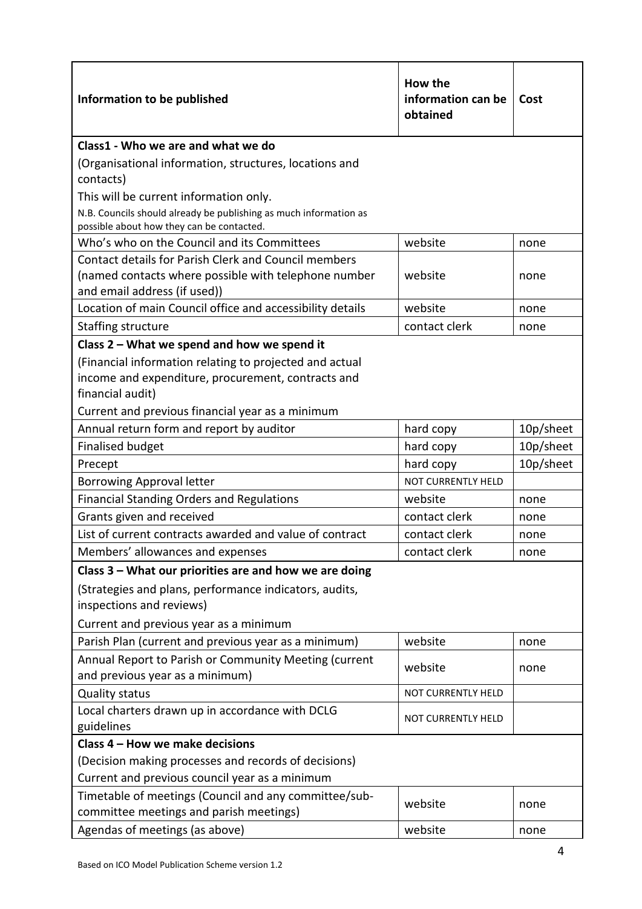| Information to be published | How the information can be obtained | Cost |
|---|---|---|
| **Class1 - Who we are and what we do**<br>(Organisational information, structures, locations and contacts)<br>This will be current information only.<br>N.B. Councils should already be publishing as much information as possible about how they can be contacted. | | |
| Who's who on the Council and its Committees | website | none |
| Contact details for Parish Clerk and Council members (named contacts where possible with telephone number and email address (if used)) | website | none |
| Location of main Council office and accessibility details | website | none |
| Staffing structure | contact clerk | none |
| **Class 2 – What we spend and how we spend it**<br>(Financial information relating to projected and actual income and expenditure, procurement, contracts and financial audit)<br>Current and previous financial year as a minimum | | |
| Annual return form and report by auditor | hard copy | 10p/sheet |
| Finalised budget | hard copy | 10p/sheet |
| Precept | hard copy | 10p/sheet |
| Borrowing Approval letter | NOT CURRENTLY HELD | |
| Financial Standing Orders and Regulations | website | none |
| Grants given and received | contact clerk | none |
| List of current contracts awarded and value of contract | contact clerk | none |
| Members' allowances and expenses | contact clerk | none |
| **Class 3 – What our priorities are and how we are doing**<br>(Strategies and plans, performance indicators, audits, inspections and reviews)<br>Current and previous year as a minimum | | |
| Parish Plan (current and previous year as a minimum) | website | none |
| Annual Report to Parish or Community Meeting (current and previous year as a minimum) | website | none |
| Quality status | NOT CURRENTLY HELD | |
| Local charters drawn up in accordance with DCLG guidelines | NOT CURRENTLY HELD | |
| **Class 4 – How we make decisions**<br>(Decision making processes and records of decisions)<br>Current and previous council year as a minimum | | |
| Timetable of meetings (Council and any committee/sub-committee meetings and parish meetings) | website | none |
| Agendas of meetings (as above) | website | none |

Based on ICO Model Publication Scheme version 1.2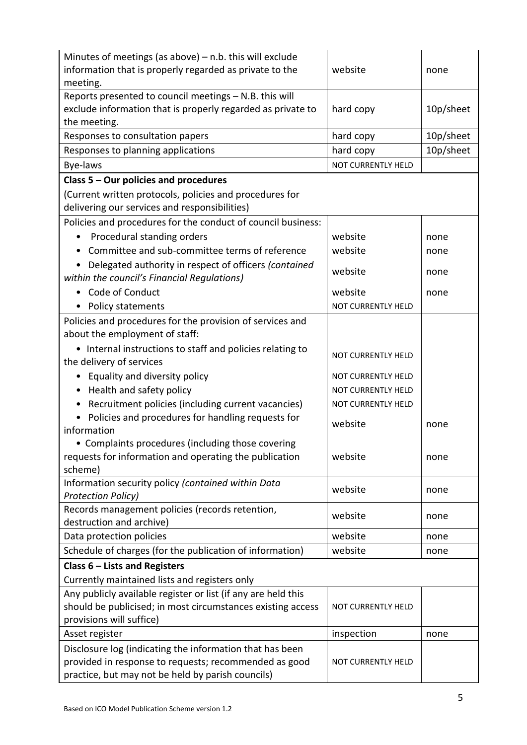| | | |
|---|---|---|
| Minutes of meetings (as above) – n.b. this will exclude information that is properly regarded as private to the meeting. | website | none |
| Reports presented to council meetings – N.B. this will exclude information that is properly regarded as private to the meeting. | hard copy | 10p/sheet |
| Responses to consultation papers | hard copy | 10p/sheet |
| Responses to planning applications | hard copy | 10p/sheet |
| Bye-laws | NOT CURRENTLY HELD | |
| **Class 5 – Our policies and procedures** (Current written protocols, policies and procedures for delivering our services and responsibilities) | | |
| Policies and procedures for the conduct of council business: | | |
| • Procedural standing orders | website | none |
| • Committee and sub-committee terms of reference | website | none |
| • Delegated authority in respect of officers *(contained within the council's Financial Regulations)* | website | none |
| • Code of Conduct | website | none |
| • Policy statements | NOT CURRENTLY HELD | |
| Policies and procedures for the provision of services and about the employment of staff: | | |
| • Internal instructions to staff and policies relating to the delivery of services | NOT CURRENTLY HELD | |
| • Equality and diversity policy | NOT CURRENTLY HELD | |
| • Health and safety policy | NOT CURRENTLY HELD | |
| • Recruitment policies (including current vacancies) | NOT CURRENTLY HELD | |
| • Policies and procedures for handling requests for information | website | none |
| • Complaints procedures (including those covering requests for information and operating the publication scheme) | website | none |
| Information security policy *(contained within Data Protection Policy)* | website | none |
| Records management policies (records retention, destruction and archive) | website | none |
| Data protection policies | website | none |
| Schedule of charges (for the publication of information) | website | none |
| **Class 6 – Lists and Registers** Currently maintained lists and registers only | | |
| Any publicly available register or list (if any are held this should be publicised; in most circumstances existing access provisions will suffice) | NOT CURRENTLY HELD | |
| Asset register | inspection | none |
| Disclosure log (indicating the information that has been provided in response to requests; recommended as good practice, but may not be held by parish councils) | NOT CURRENTLY HELD | |

Based on ICO Model Publication Scheme version 1.2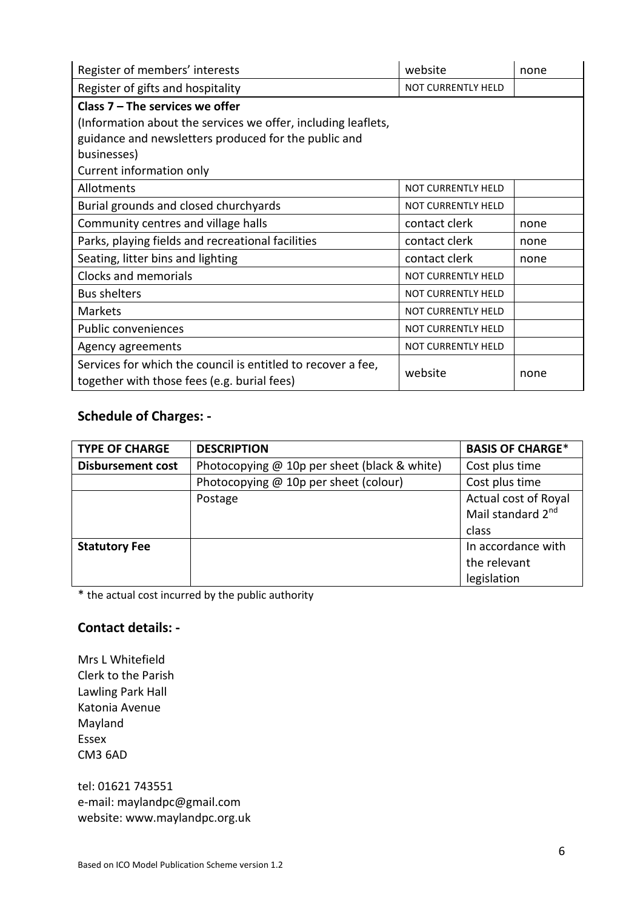| | | |
|---|---|---|
| Register of members' interests | website | none |
| Register of gifts and hospitality | NOT CURRENTLY HELD | |
| **Class 7 – The services we offer**<br>(Information about the services we offer, including leaflets, guidance and newsletters produced for the public and businesses)<br>Current information only | | |
| Allotments | NOT CURRENTLY HELD | |
| Burial grounds and closed churchyards | NOT CURRENTLY HELD | |
| Community centres and village halls | contact clerk | none |
| Parks, playing fields and recreational facilities | contact clerk | none |
| Seating, litter bins and lighting | contact clerk | none |
| Clocks and memorials | NOT CURRENTLY HELD | |
| Bus shelters | NOT CURRENTLY HELD | |
| Markets | NOT CURRENTLY HELD | |
| Public conveniences | NOT CURRENTLY HELD | |
| Agency agreements | NOT CURRENTLY HELD | |
| Services for which the council is entitled to recover a fee, together with those fees (e.g. burial fees) | website | none |

## Schedule of Charges: -

| TYPE OF CHARGE | DESCRIPTION | BASIS OF CHARGE* |
|---|---|---|
| **Disbursement cost** | Photocopying @ 10p per sheet (black & white) | Cost plus time |
| | Photocopying @ 10p per sheet (colour) | Cost plus time |
| | Postage | Actual cost of Royal Mail standard 2nd class |
| **Statutory Fee** | | In accordance with the relevant legislation |

\* the actual cost incurred by the public authority

## Contact details: -

Mrs L Whitefield
Clerk to the Parish
Lawling Park Hall
Katonia Avenue
Mayland
Essex
CM3 6AD

tel: 01621 743551
e-mail: maylandpc@gmail.com
website: www.maylandpc.org.uk

Based on ICO Model Publication Scheme version 1.2